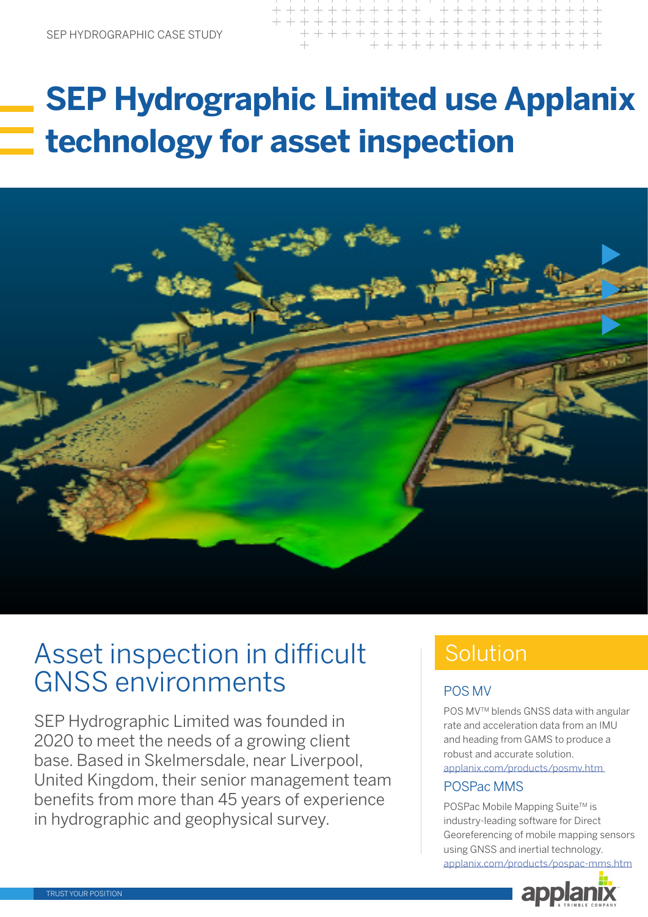SEP HYDROGRAPHIC CASE STUDY

# SEP Hydrographic Limited use Applanix technology for asset inspection

## Asset inspection in difficult GNSS environments

SEP Hydrographic Limited was founded in 2020 to meet the needs of a growing client base. Based in Skelmersdale, near Liverpool, United Kingdom, their senior management team benefits from more than 45 years of experience in hydrographic and geophysical survey.

## Solution

### POS MV

POS MV™ blends GNSS data with angular rate and acceleration data from an IMU and heading from GAMS to produce a robust and accurate solution.
applanix.com/products/posmv.htm

### POSPac MMS

POSPac Mobile Mapping Suite™ is industry-leading software for Direct Georeferencing of mobile mapping sensors using GNSS and inertial technology.
applanix.com/products/pospac-mms.htm

TRUST YOUR POSITION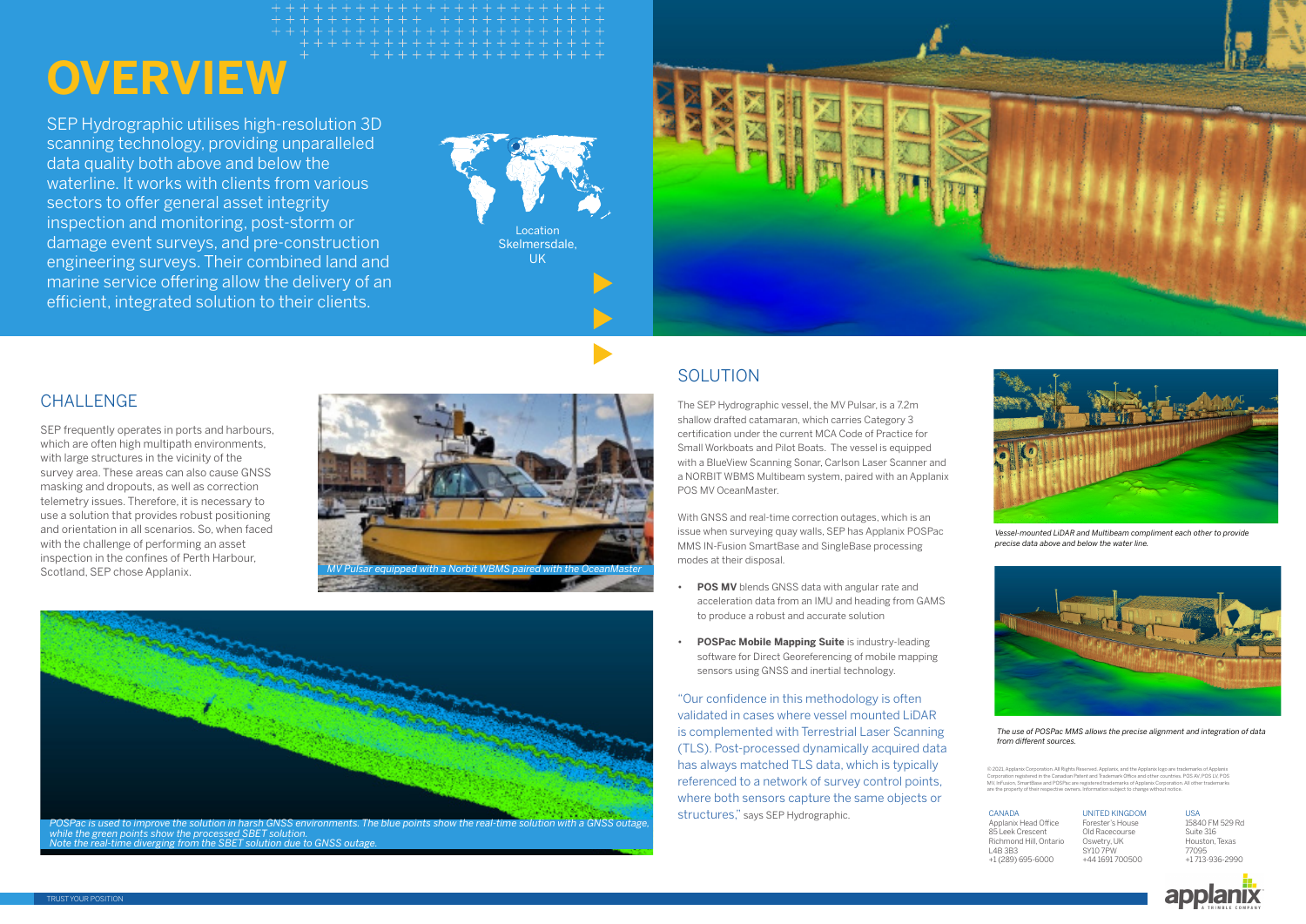# OVERVIEW

SEP Hydrographic utilises high-resolution 3D scanning technology, providing unparalleled data quality both above and below the waterline. It works with clients from various sectors to offer general asset integrity inspection and monitoring, post-storm or damage event surveys, and pre-construction engineering surveys. Their combined land and marine service offering allow the delivery of an efficient, integrated solution to their clients.

Location
Skelmersdale, UK

## CHALLENGE

SEP frequently operates in ports and harbours, which are often high multipath environments, with large structures in the vicinity of the survey area. These areas can also cause GNSS masking and dropouts, as well as correction telemetry issues. Therefore, it is necessary to use a solution that provides robust positioning and orientation in all scenarios. So, when faced with the challenge of performing an asset inspection in the confines of Perth Harbour, Scotland, SEP chose Applanix.

*MV Pulsar equipped with a Norbit WBMS paired with the OceanMaster*

*POSPac is used to improve the solution in harsh GNSS environments. The blue points show the real-time solution with a GNSS outage, while the green points show the processed SBET solution.*
*Note the real-time diverging from the SBET solution due to GNSS outage.*

## SOLUTION

The SEP Hydrographic vessel, the MV Pulsar, is a 7.2m shallow drafted catamaran, which carries Category 3 certification under the current MCA Code of Practice for Small Workboats and Pilot Boats. The vessel is equipped with a BlueView Scanning Sonar, Carlson Laser Scanner and a NORBIT WBMS Multibeam system, paired with an Applanix POS MV OceanMaster.

With GNSS and real-time correction outages, which is an issue when surveying quay walls, SEP has Applanix POSPac MMS IN-Fusion SmartBase and SingleBase processing modes at their disposal.

- **POS MV** blends GNSS data with angular rate and acceleration data from an IMU and heading from GAMS to produce a robust and accurate solution
- **POSPac Mobile Mapping Suite** is industry-leading software for Direct Georeferencing of mobile mapping sensors using GNSS and inertial technology.

"Our confidence in this methodology is often validated in cases where vessel mounted LiDAR is complemented with Terrestrial Laser Scanning (TLS). Post-processed dynamically acquired data has always matched TLS data, which is typically referenced to a network of survey control points, where both sensors capture the same objects or structures," says SEP Hydrographic.

*Vessel-mounted LiDAR and Multibeam compliment each other to provide precise data above and below the water line.*

*The use of POSPac MMS allows the precise alignment and integration of data from different sources.*

© 2021, Applanix Corporation. All Rights Reserved. Applanix and the Applanix logo are trademarks of Applanix Corporation registered in the Canadian Patent and Trademark Office and other countries. POS AV, POS LV, POS MV, InFusion, SmartBase and POSPac are registered trademarks of Applanix Corporation. All other trademarks are the property of their respective owners. Information subject to change without notice.

CANADA
Applanix Head Office
85 Leek Crescent
Richmond Hill, Ontario
L4B 3B3
+1 (289) 695-6000

UNITED KINGDOM
Forester's House
Old Racecourse
Oswetry, UK
SY10 7PW
+44 1691 700500

USA
15840 FM 529 Rd
Suite 316
Houston, Texas
77095
+1 713-936-2990

TRUST YOUR POSITION

applanix
A TRIMBLE COMPANY